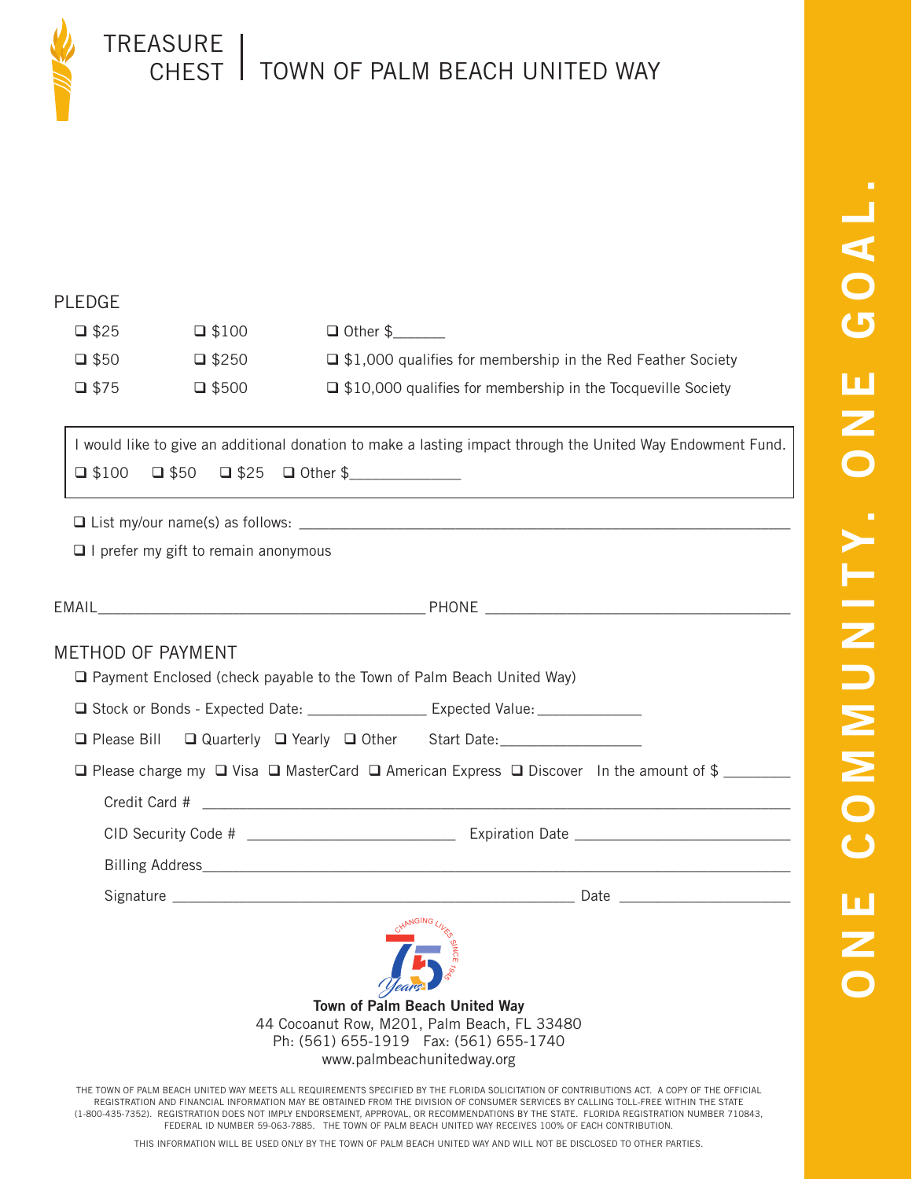# TREASURE CHEST | TOWN OF PALM BEACH UNITED WAY

## PLEDGE

- ❑ $25 ❑ $100 ❑ Other $______
- ❑ $50 ❑ $250 ❑ $1,000 qualifies for membership in the Red Feather Society
- ❑ $75 ❑ $500 ❑ $10,000 qualifies for membership in the Tocqueville Society

I would like to give an additional donation to make a lasting impact through the United Way Endowment Fund.

❑ $100 ❑ $50 ❑ $25 ❑ Other $_____________

❑ List my/our name(s) as follows: ____________________________________________

❑ I prefer my gift to remain anonymous

EMAIL________________________________ PHONE ________________________________

## METHOD OF PAYMENT

❑ Payment Enclosed (check payable to the Town of Palm Beach United Way)

❑ Stock or Bonds - Expected Date: ______________ Expected Value: ____________

❑ Please Bill ❑ Quarterly ❑ Yearly ❑ Other Start Date:_________________

❑ Please charge my ❑ Visa ❑ MasterCard ❑ American Express ❑ Discover In the amount of $ ________

Credit Card # ____________________________________________

CID Security Code # ________________________ Expiration Date ________________________

Billing Address____________________________________________

Signature ____________________________________________ Date ____________________

CHANGING LIVES SINCE 1946 — 75 Years

**Town of Palm Beach United Way**
44 Cocoanut Row, M201, Palm Beach, FL 33480
Ph: (561) 655-1919 Fax: (561) 655-1740
www.palmbeachunitedway.org

THE TOWN OF PALM BEACH UNITED WAY MEETS ALL REQUIREMENTS SPECIFIED BY THE FLORIDA SOLICITATION OF CONTRIBUTIONS ACT. A COPY OF THE OFFICIAL REGISTRATION AND FINANCIAL INFORMATION MAY BE OBTAINED FROM THE DIVISION OF CONSUMER SERVICES BY CALLING TOLL-FREE WITHIN THE STATE (1-800-435-7352). REGISTRATION DOES NOT IMPLY ENDORSEMENT, APPROVAL, OR RECOMMENDATIONS BY THE STATE. FLORIDA REGISTRATION NUMBER 710843, FEDERAL ID NUMBER 59-063-7885. THE TOWN OF PALM BEACH UNITED WAY RECEIVES 100% OF EACH CONTRIBUTION.

THIS INFORMATION WILL BE USED ONLY BY THE TOWN OF PALM BEACH UNITED WAY AND WILL NOT BE DISCLOSED TO OTHER PARTIES.

ONE COMMUNITY. ONE GOAL.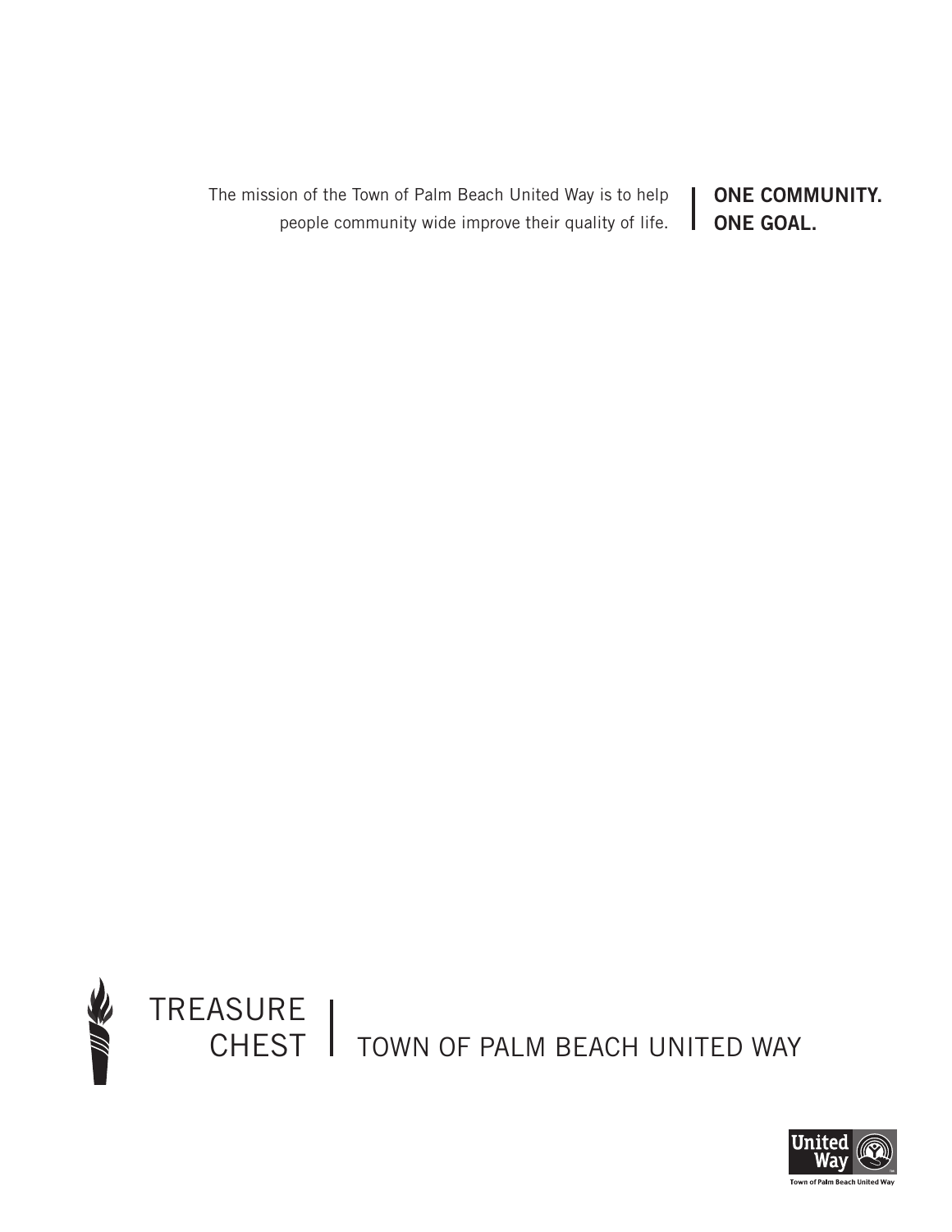The mission of the Town of Palm Beach United Way is to help people community wide improve their quality of life.

**ONE COMMUNITY.**
**ONE GOAL.**

TREASURE CHEST | TOWN OF PALM BEACH UNITED WAY

United Way

Town of Palm Beach United Way